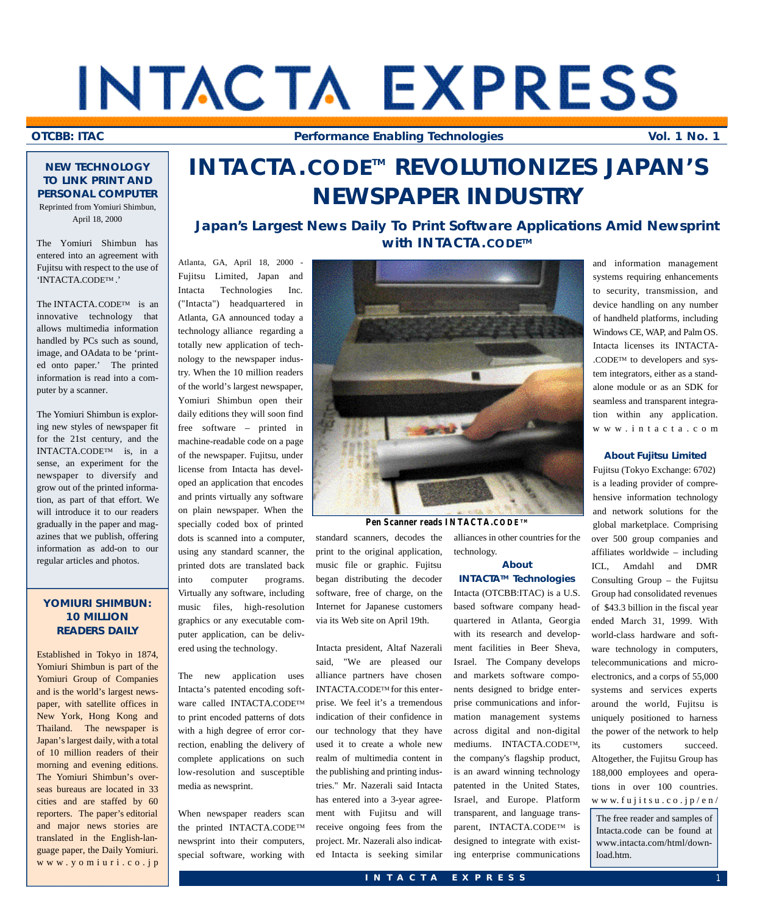# INTACTA EXPRESS

**OTCBB: ITAC** | **Performance Enabling Technologies** | **Vol. 1 No. 1**

# INTACTA.CODE™ REVOLUTIONIZES JAPAN'S NEWSPAPER INDUSTRY

## Japan's Largest News Daily To Print Software Applications Amid Newsprint with INTACTA.CODE™

Atlanta, GA, April 18, 2000 - Fujitsu Limited, Japan and Intacta Technologies Inc. ("Intacta") headquartered in Atlanta, GA announced today a technology alliance regarding a totally new application of technology to the newspaper industry. When the 10 million readers of the world's largest newspaper, Yomiuri Shimbun open their daily editions they will soon find free software – printed in machine-readable code on a page of the newspaper. Fujitsu, under license from Intacta has developed an application that encodes and prints virtually any software on plain newspaper. When the specially coded box of printed dots is scanned into a computer, using any standard scanner, the printed dots are translated back into computer programs. Virtually any software, including music files, high-resolution graphics or any executable computer application, can be delivered using the technology.

The new application uses Intacta's patented encoding software called INTACTA.CODE™ to print encoded patterns of dots with a high degree of error correction, enabling the delivery of complete applications on such low-resolution and susceptible media as newsprint.

When newspaper readers scan the printed INTACTA.CODE™ newsprint into their computers, special software, working with standard scanners, decodes the print to the original application, music file or graphic. Fujitsu began distributing the decoder software, free of charge, on the Internet for Japanese customers via its Web site on April 19th.

**Pen Scanner reads INTACTA.CODE™**

Intacta president, Altaf Nazerali said, "We are pleased our alliance partners have chosen INTACTA.CODE™ for this enterprise. We feel it's a tremendous indication of their confidence in our technology that they have used it to create a whole new realm of multimedia content in the publishing and printing industries." Mr. Nazerali said Intacta has entered into a 3-year agreement with Fujitsu and will receive ongoing fees from the project. Mr. Nazerali also indicated Intacta is seeking similar alliances in other countries for the technology.

### About INTACTA™ Technologies

Intacta (OTCBB:ITAC) is a U.S. based software company headquartered in Atlanta, Georgia with its research and development facilities in Beer Sheva, Israel. The Company develops and markets software components designed to bridge enterprise communications and information management systems across digital and non-digital mediums. INTACTA.CODE™, the company's flagship product, is an award winning technology patented in the United States, Israel, and Europe. Platform transparent, and language transparent, INTACTA.CODE™ is designed to integrate with existing enterprise communications and information management systems requiring enhancements to security, transmission, and device handling on any number of handheld platforms, including Windows CE, WAP, and Palm OS. Intacta licenses its INTACTA.CODE™ to developers and system integrators, either as a standalone module or as an SDK for seamless and transparent integration within any application. www.intacta.com

### About Fujitsu Limited

Fujitsu (Tokyo Exchange: 6702) is a leading provider of comprehensive information technology and network solutions for the global marketplace. Comprising over 500 group companies and affiliates worldwide – including ICL, Amdahl and DMR Consulting Group – the Fujitsu Group had consolidated revenues of $43.3 billion in the fiscal year ended March 31, 1999. With world-class hardware and software technology in computers, telecommunications and microelectronics, and a corps of 55,000 systems and services experts around the world, Fujitsu is uniquely positioned to harness the power of the network to help its customers succeed. Altogether, the Fujitsu Group has 188,000 employees and operations in over 100 countries. www.fujitsu.co.jp/en/

The free reader and samples of Intacta.code can be found at www.intacta.com/html/download.htm.

---

### NEW TECHNOLOGY TO LINK PRINT AND PERSONAL COMPUTER

Reprinted from Yomiuri Shimbun, April 18, 2000

The Yomiuri Shimbun has entered into an agreement with Fujitsu with respect to the use of 'INTACTA.CODE™.'

The INTACTA.CODE™ is an innovative technology that allows multimedia information handled by PCs such as sound, image, and OAdata to be 'printed onto paper.' The printed information is read into a computer by a scanner.

The Yomiuri Shimbun is exploring new styles of newspaper fit for the 21st century, and the INTACTA.CODE™ is, in a sense, an experiment for the newspaper to diversify and grow out of the printed information, as part of that effort. We will introduce it to our readers gradually in the paper and magazines that we publish, offering information as add-on to our regular articles and photos.

### YOMIURI SHIMBUN: 10 MILLION READERS DAILY

Established in Tokyo in 1874, Yomiuri Shimbun is part of the Yomiuri Group of Companies and is the world's largest newspaper, with satellite offices in New York, Hong Kong and Thailand. The newspaper is Japan's largest daily, with a total of 10 million readers of their morning and evening editions. The Yomiuri Shimbun's overseas bureaus are located in 33 cities and are staffed by 60 reporters. The paper's editorial and major news stories are translated in the English-language paper, the Daily Yomiuri. www.yomiuri.co.jp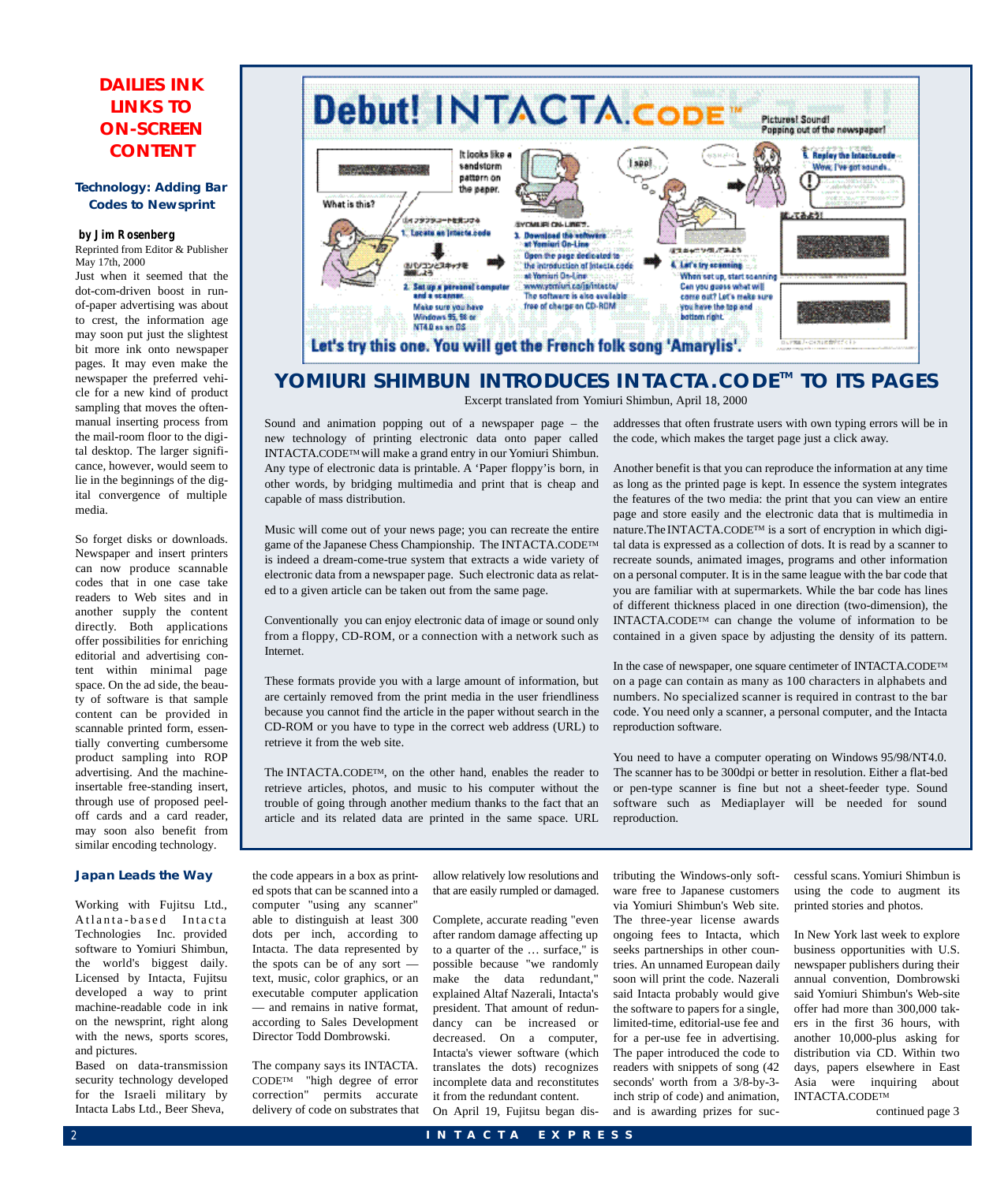# DAILIES INK LINKS TO ON-SCREEN CONTENT

### Technology: Adding Bar Codes to Newsprint

**by Jim Rosenberg**

Reprinted from Editor & Publisher May 17th, 2000

Just when it seemed that the dot-com-driven boost in run-of-paper advertising was about to crest, the information age may soon put just the slightest bit more ink onto newspaper pages. It may even make the newspaper the preferred vehicle for a new kind of product sampling that moves the often-manual inserting process from the mail-room floor to the digital desktop. The larger significance, however, would seem to lie in the beginnings of the digital convergence of multiple media.

So forget disks or downloads. Newspaper and insert printers can now produce scannable codes that in one case take readers to Web sites and in another supply the content directly. Both applications offer possibilities for enriching editorial and advertising content within minimal page space. On the ad side, the beauty of software is that sample content can be provided in scannable printed form, essentially converting cumbersome product sampling into ROP advertising. And the machine-insertable free-standing insert, through use of proposed peel-off cards and a card reader, may soon also benefit from similar encoding technology.

## YOMIURI SHIMBUN INTRODUCES INTACTA.CODE™ TO ITS PAGES

Excerpt translated from Yomiuri Shimbun, April 18, 2000

Sound and animation popping out of a newspaper page – the new technology of printing electronic data onto paper called INTACTA.CODE™ will make a grand entry in our Yomiuri Shimbun. Any type of electronic data is printable. A 'Paper floppy'is born, in other words, by bridging multimedia and print that is cheap and capable of mass distribution.

Music will come out of your news page; you can recreate the entire game of the Japanese Chess Championship. The INTACTA.CODE™ is indeed a dream-come-true system that extracts a wide variety of electronic data from a newspaper page. Such electronic data as related to a given article can be taken out from the same page.

Conventionally you can enjoy electronic data of image or sound only from a floppy, CD-ROM, or a connection with a network such as Internet.

These formats provide you with a large amount of information, but are certainly removed from the print media in the user friendliness because you cannot find the article in the paper without search in the CD-ROM or you have to type in the correct web address (URL) to retrieve it from the web site.

The INTACTA.CODE™, on the other hand, enables the reader to retrieve articles, photos, and music to his computer without the trouble of going through another medium thanks to the fact that an article and its related data are printed in the same space. URL addresses that often frustrate users with own typing errors will be in the code, which makes the target page just a click away.

Another benefit is that you can reproduce the information at any time as long as the printed page is kept. In essence the system integrates the features of the two media: the print that you can view an entire page and store easily and the electronic data that is multimedia in nature.The INTACTA.CODE™ is a sort of encryption in which digital data is expressed as a collection of dots. It is read by a scanner to recreate sounds, animated images, programs and other information on a personal computer. It is in the same league with the bar code that you are familiar with at supermarkets. While the bar code has lines of different thickness placed in one direction (two-dimension), the INTACTA.CODE™ can change the volume of information to be contained in a given space by adjusting the density of its pattern.

In the case of newspaper, one square centimeter of INTACTA.CODE™ on a page can contain as many as 100 characters in alphabets and numbers. No specialized scanner is required in contrast to the bar code. You need only a scanner, a personal computer, and the Intacta reproduction software.

You need to have a computer operating on Windows 95/98/NT4.0. The scanner has to be 300dpi or better in resolution. Either a flat-bed or pen-type scanner is fine but not a sheet-feeder type. Sound software such as Mediaplayer will be needed for sound reproduction.

### Japan Leads the Way

Working with Fujitsu Ltd., Atlanta-based Intacta Technologies Inc. provided software to Yomiuri Shimbun, the world's biggest daily. Licensed by Intacta, Fujitsu developed a way to print machine-readable code in ink on the newsprint, right along with the news, sports scores, and pictures.

Based on data-transmission security technology developed for the Israeli military by Intacta Labs Ltd., Beer Sheva, the code appears in a box as printed spots that can be scanned into a computer "using any scanner" able to distinguish at least 300 dots per inch, according to Intacta. The data represented by the spots can be of any sort — text, music, color graphics, or an executable computer application — and remains in native format, according to Sales Development Director Todd Dombrowski.

The company says its INTACTA.CODE™ "high degree of error correction" permits accurate delivery of code on substrates that allow relatively low resolutions and that are easily rumpled or damaged.

Complete, accurate reading "even after random damage affecting up to a quarter of the … surface," is possible because "we randomly make the data redundant," explained Altaf Nazerali, Intacta's president. That amount of redundancy can be increased or decreased. On a computer, Intacta's viewer software (which translates the dots) recognizes incomplete data and reconstitutes it from the redundant content.

On April 19, Fujitsu began distributing the Windows-only software free to Japanese customers via Yomiuri Shimbun's Web site. The three-year license awards ongoing fees to Intacta, which seeks partnerships in other countries. An unnamed European daily soon will print the code. Nazerali said Intacta probably would give the software to papers for a single, limited-time, editorial-use fee and for a per-use fee in advertising. The paper introduced the code to readers with snippets of song (42 seconds' worth from a 3/8-by-3-inch strip of code) and animation, and is awarding prizes for successful scans. Yomiuri Shimbun is using the code to augment its printed stories and photos.

In New York last week to explore business opportunities with U.S. newspaper publishers during their annual convention, Dombrowski said Yomiuri Shimbun's Web-site offer had more than 300,000 takers in the first 36 hours, with another 10,000-plus asking for distribution via CD. Within two days, papers elsewhere in East Asia were inquiring about INTACTA.CODE™

continued page 3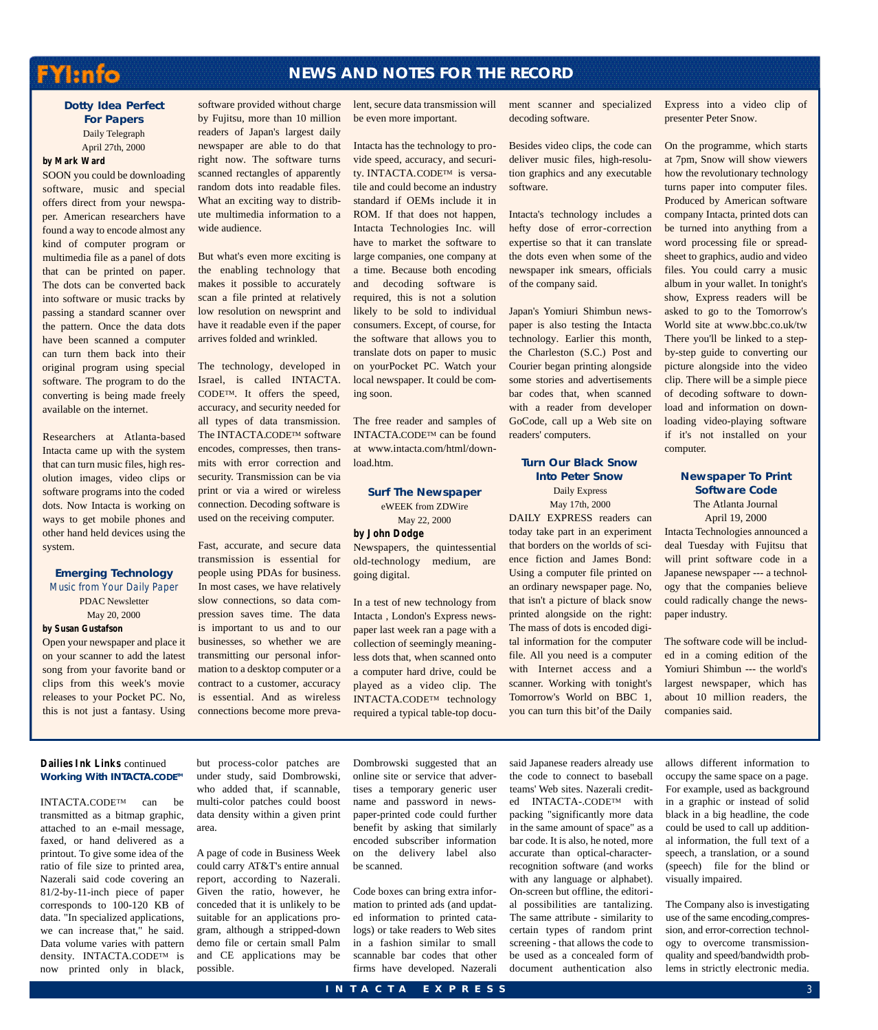# FYI:info — NEWS AND NOTES FOR THE RECORD

## Dotty Idea Perfect For Papers

Daily Telegraph
April 27th, 2000

**by Mark Ward**

SOON you could be downloading software, music and special offers direct from your newspaper. American researchers have found a way to encode almost any kind of computer program or multimedia file as a panel of dots that can be printed on paper. The dots can be converted back into software or music tracks by passing a standard scanner over the pattern. Once the data dots have been scanned a computer can turn them back into their original program using special software. The program to do the converting is being made freely available on the internet.

Researchers at Atlanta-based Intacta came up with the system that can turn music files, high resolution images, video clips or software programs into the coded dots. Now Intacta is working on ways to get mobile phones and other hand held devices using the system.

## Emerging Technology

*Music from Your Daily Paper*

PDAC Newsletter
May 20, 2000

**by Susan Gustafson**

Open your newspaper and place it on your scanner to add the latest song from your favorite band or clips from this week's movie releases to your Pocket PC. No, this is not just a fantasy. Using software provided without charge by Fujitsu, more than 10 million readers of Japan's largest daily newspaper are able to do that right now. The software turns scanned rectangles of apparently random dots into readable files. What an exciting way to distribute multimedia information to a wide audience.

But what's even more exciting is the enabling technology that makes it possible to accurately scan a file printed at relatively low resolution on newsprint and have it readable even if the paper arrives folded and wrinkled.

The technology, developed in Israel, is called INTACTA.CODE™. It offers the speed, accuracy, and security needed for all types of data transmission. The INTACTA.CODE™ software encodes, compresses, then transmits with error correction and security. Transmission can be via print or via a wired or wireless connection. Decoding software is used on the receiving computer.

Fast, accurate, and secure data transmission is essential for people using PDAs for business. In most cases, we have relatively slow connections, so data compression saves time. The data is important to us and to our businesses, so whether we are transmitting our personal information to a desktop computer or a contract to a customer, accuracy is essential. And as wireless connections become more prevalent, secure data transmission will be even more important.

Intacta has the technology to provide speed, accuracy, and security. INTACTA.CODE™ is versatile and could become an industry standard if OEMs include it in ROM. If that does not happen, Intacta Technologies Inc. will have to market the software to large companies, one company at a time. Because both encoding and decoding software is required, this is not a solution likely to be sold to individual consumers. Except, of course, for the software that allows you to translate dots on paper to music on yourPocket PC. Watch your local newspaper. It could be coming soon.

The free reader and samples of INTACTA.CODE™ can be found at www.intacta.com/html/download.htm.

## Surf The Newspaper

eWEEK from ZDWire
May 22, 2000

**by John Dodge**

Newspapers, the quintessential old-technology medium, are going digital.

In a test of new technology from Intacta , London's Express newspaper last week ran a page with a collection of seemingly meaningless dots that, when scanned onto a computer hard drive, could be played as a video clip. The INTACTA.CODE™ technology required a typical table-top document scanner and specialized decoding software.

Besides video clips, the code can deliver music files, high-resolution graphics and any executable software.

Intacta's technology includes a hefty dose of error-correction expertise so that it can translate the dots even when some of the newspaper ink smears, officials of the company said.

Japan's Yomiuri Shimbun newspaper is also testing the Intacta technology. Earlier this month, the Charleston (S.C.) Post and Courier began printing alongside some stories and advertisements bar codes that, when scanned with a reader from developer GoCode, call up a Web site on readers' computers.

## Turn Our Black Snow Into Peter Snow

Daily Express
May 17th, 2000

DAILY EXPRESS readers can today take part in an experiment that borders on the worlds of science fiction and James Bond: Using a computer file printed on an ordinary newspaper page. No, that isn't a picture of black snow printed alongside on the right: The mass of dots is encoded digital information for the computer file. All you need is a computer with Internet access and a scanner. Working with tonight's Tomorrow's World on BBC 1, you can turn this bit'of the Daily Express into a video clip of presenter Peter Snow.

On the programme, which starts at 7pm, Snow will show viewers how the revolutionary technology turns paper into computer files. Produced by American software company Intacta, printed dots can be turned into anything from a word processing file or spreadsheet to graphics, audio and video files. You could carry a music album in your wallet. In tonight's show, Express readers will be asked to go to the Tomorrow's World site at www.bbc.co.uk/tw There you'll be linked to a step-by-step guide to converting our picture alongside into the video clip. There will be a simple piece of decoding software to download and information on downloading video-playing software if it's not installed on your computer.

## Newspaper To Print Software Code

The Atlanta Journal
April 19, 2000

Intacta Technologies announced a deal Tuesday with Fujitsu that will print software code in a Japanese newspaper --- a technology that the companies believe could radically change the newspaper industry.

The software code will be included in a coming edition of the Yomiuri Shimbun --- the world's largest newspaper, which has about 10 million readers, the companies said.

---

**Dailies Ink Links** continued

### Working With INTACTA.CODE™

INTACTA.CODE™ can be transmitted as a bitmap graphic, attached to an e-mail message, faxed, or hand delivered as a printout. To give some idea of the ratio of file size to printed area, Nazerali said code covering an 81/2-by-11-inch piece of paper corresponds to 100-120 KB of data. "In specialized applications, we can increase that," he said. Data volume varies with pattern density. INTACTA.CODE™ is now printed only in black, but process-color patches are under study, said Dombrowski, who added that, if scannable, multi-color patches could boost data density within a given print area.

A page of code in Business Week could carry AT&T's entire annual report, according to Nazerali. Given the ratio, however, he conceded that it is unlikely to be suitable for an applications program, although a stripped-down demo file or certain small Palm and CE applications may be possible.

Dombrowski suggested that an online site or service that advertises a temporary generic user name and password in newspaper-printed code could further benefit by asking that similarly encoded subscriber information on the delivery label also be scanned.

Code boxes can bring extra information to printed ads (and updated information to printed catalogs) or take readers to Web sites in a fashion similar to small scannable bar codes that other firms have developed. Nazerali said Japanese readers already use the code to connect to baseball teams' Web sites. Nazerali credited INTACTA-.CODE™ with packing "significantly more data in the same amount of space" as a bar code. It is also, he noted, more accurate than optical-character-recognition software (and works with any language or alphabet). On-screen but offline, the editorial possibilities are tantalizing. The same attribute - similarity to certain types of random print screening - that allows the code to be used as a concealed form of document authentication also allows different information to occupy the same space on a page. For example, used as background in a graphic or instead of solid black in a big headline, the code could be used to call up additional information, the full text of a speech, a translation, or a sound (speech) file for the blind or visually impaired.

The Company also is investigating use of the same encoding,compression, and error-correction technology to overcome transmission-quality and speed/bandwidth problems in strictly electronic media.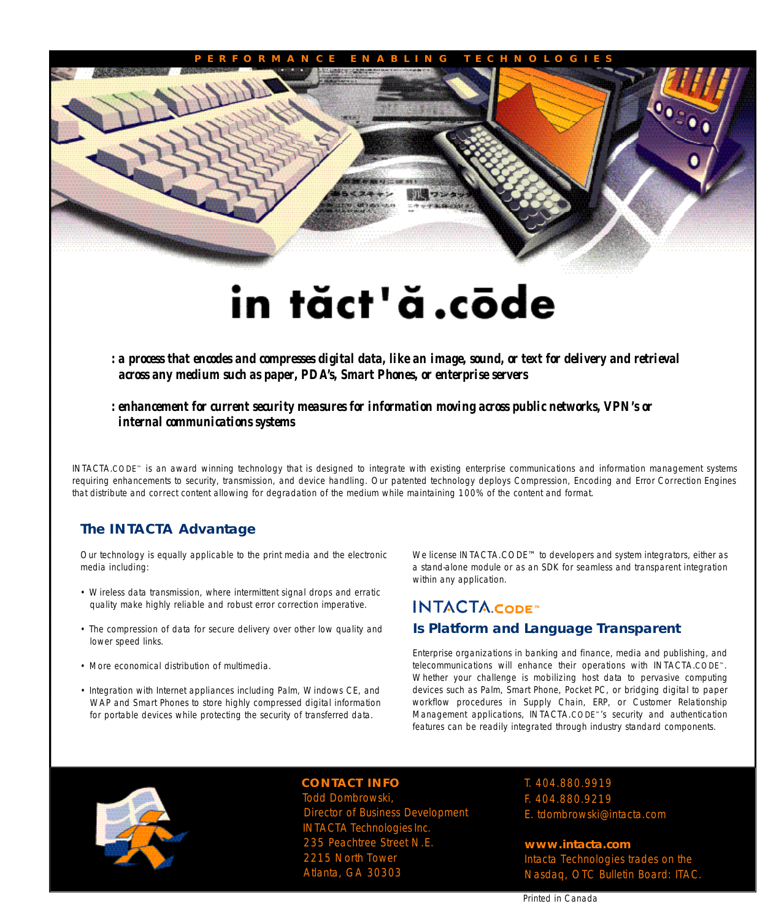PERFORMANCE ENABLING TECHNOLOGIES

# in tăct'ă.cōde

***: a process that encodes and compresses digital data, like an image, sound, or text for delivery and retrieval across any medium such as paper, PDA's, Smart Phones, or enterprise servers***

***: enhancement for current security measures for information moving across public networks, VPN's or internal communications systems***

INTACTA.CODE™ is an award winning technology that is designed to integrate with existing enterprise communications and information management systems requiring enhancements to security, transmission, and device handling. Our patented technology deploys Compression, Encoding and Error Correction Engines that distribute and correct content allowing for degradation of the medium while maintaining 100% of the content and format.

## The INTACTA Advantage

Our technology is equally applicable to the print media and the electronic media including:

- Wireless data transmission, where intermittent signal drops and erratic quality make highly reliable and robust error correction imperative.
- The compression of data for secure delivery over other low quality and lower speed links.
- More economical distribution of multimedia.
- Integration with Internet appliances including Palm, Windows CE, and WAP and Smart Phones to store highly compressed digital information for portable devices while protecting the security of transferred data.

We license INTACTA.CODE™ to developers and system integrators, either as a stand-alone module or as an SDK for seamless and transparent integration within any application.

## INTACTA.CODE™ Is Platform and Language Transparent

Enterprise organizations in banking and finance, media and publishing, and telecommunications will enhance their operations with INTACTA.CODE™. Whether your challenge is mobilizing host data to pervasive computing devices such as Palm, Smart Phone, Pocket PC, or bridging digital to paper workflow procedures in Supply Chain, ERP, or Customer Relationship Management applications, INTACTA.CODE™'s security and authentication features can be readily integrated through industry standard components.

**CONTACT INFO**

Todd Dombrowski,
Director of Business Development
INTACTA Technologies Inc.
235 Peachtree Street N.E.
2215 North Tower
Atlanta, GA 30303

T. 404.880.9919
F. 404.880.9219
E. tdombrowski@intacta.com

**www.intacta.com**
Intacta Technologies trades on the Nasdaq, OTC Bulletin Board: ITAC.

Printed in Canada